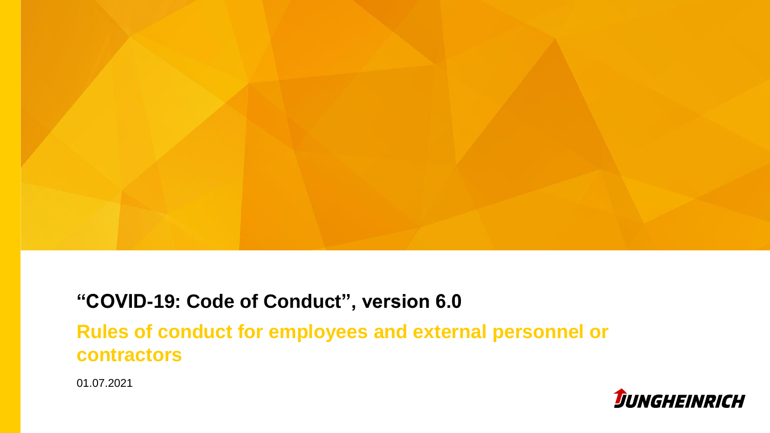# “COVID-19: Code of Conduct”, version 6.0

## Rules of conduct for employees and external personnel or contractors

01.07.2021

JUNGHEINRICH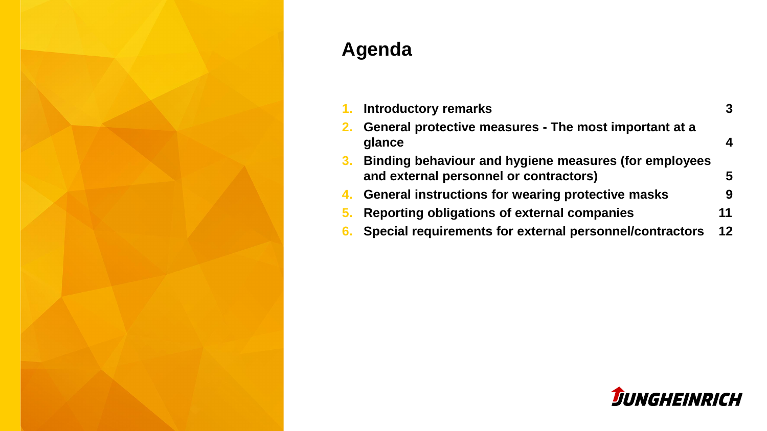# Agenda

1. **Introductory remarks** **3**
2. **General protective measures - The most important at a glance** **4**
3. **Binding behaviour and hygiene measures (for employees and external personnel or contractors)** **5**
4. **General instructions for wearing protective masks** **9**
5. **Reporting obligations of external companies** **11**
6. **Special requirements for external personnel/contractors** **12**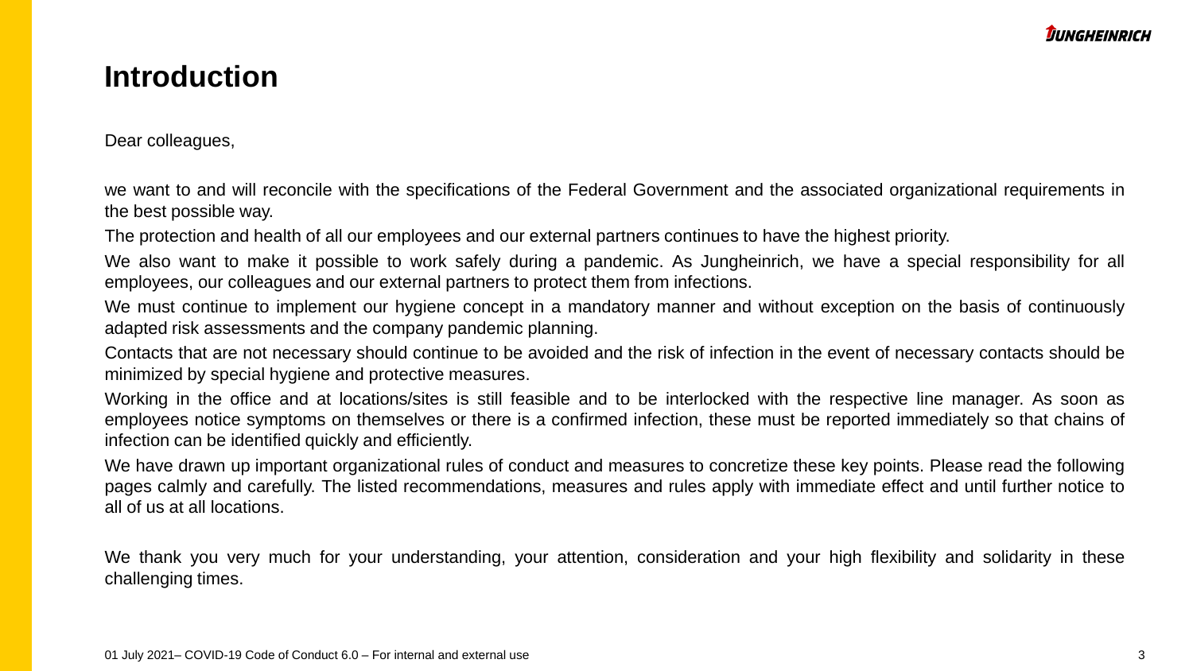# Introduction

Dear colleagues,

we want to and will reconcile with the specifications of the Federal Government and the associated organizational requirements in the best possible way.

The protection and health of all our employees and our external partners continues to have the highest priority.

We also want to make it possible to work safely during a pandemic. As Jungheinrich, we have a special responsibility for all employees, our colleagues and our external partners to protect them from infections.

We must continue to implement our hygiene concept in a mandatory manner and without exception on the basis of continuously adapted risk assessments and the company pandemic planning.

Contacts that are not necessary should continue to be avoided and the risk of infection in the event of necessary contacts should be minimized by special hygiene and protective measures.

Working in the office and at locations/sites is still feasible and to be interlocked with the respective line manager. As soon as employees notice symptoms on themselves or there is a confirmed infection, these must be reported immediately so that chains of infection can be identified quickly and efficiently.

We have drawn up important organizational rules of conduct and measures to concretize these key points. Please read the following pages calmly and carefully. The listed recommendations, measures and rules apply with immediate effect and until further notice to all of us at all locations.

We thank you very much for your understanding, your attention, consideration and your high flexibility and solidarity in these challenging times.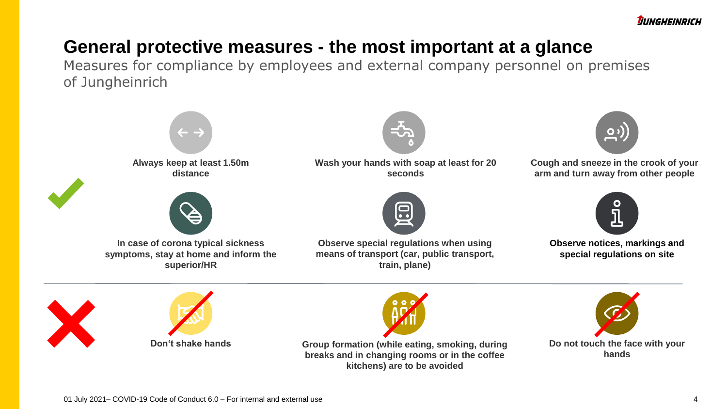# General protective measures - the most important at a glance

Measures for compliance by employees and external company personnel on premises of Jungheinrich

**Always keep at least 1.50m distance**

**Wash your hands with soap at least for 20 seconds**

**Cough and sneeze in the crook of your arm and turn away from other people**

**In case of corona typical sickness symptoms, stay at home and inform the superior/HR**

**Observe special regulations when using means of transport (car, public transport, train, plane)**

**Observe notices, markings and special regulations on site**

---

**Don‘t shake hands**

**Group formation (while eating, smoking, during breaks and in changing rooms or in the coffee kitchens) are to be avoided**

**Do not touch the face with your hands**

01 July 2021– COVID-19 Code of Conduct 6.0 – For internal and external use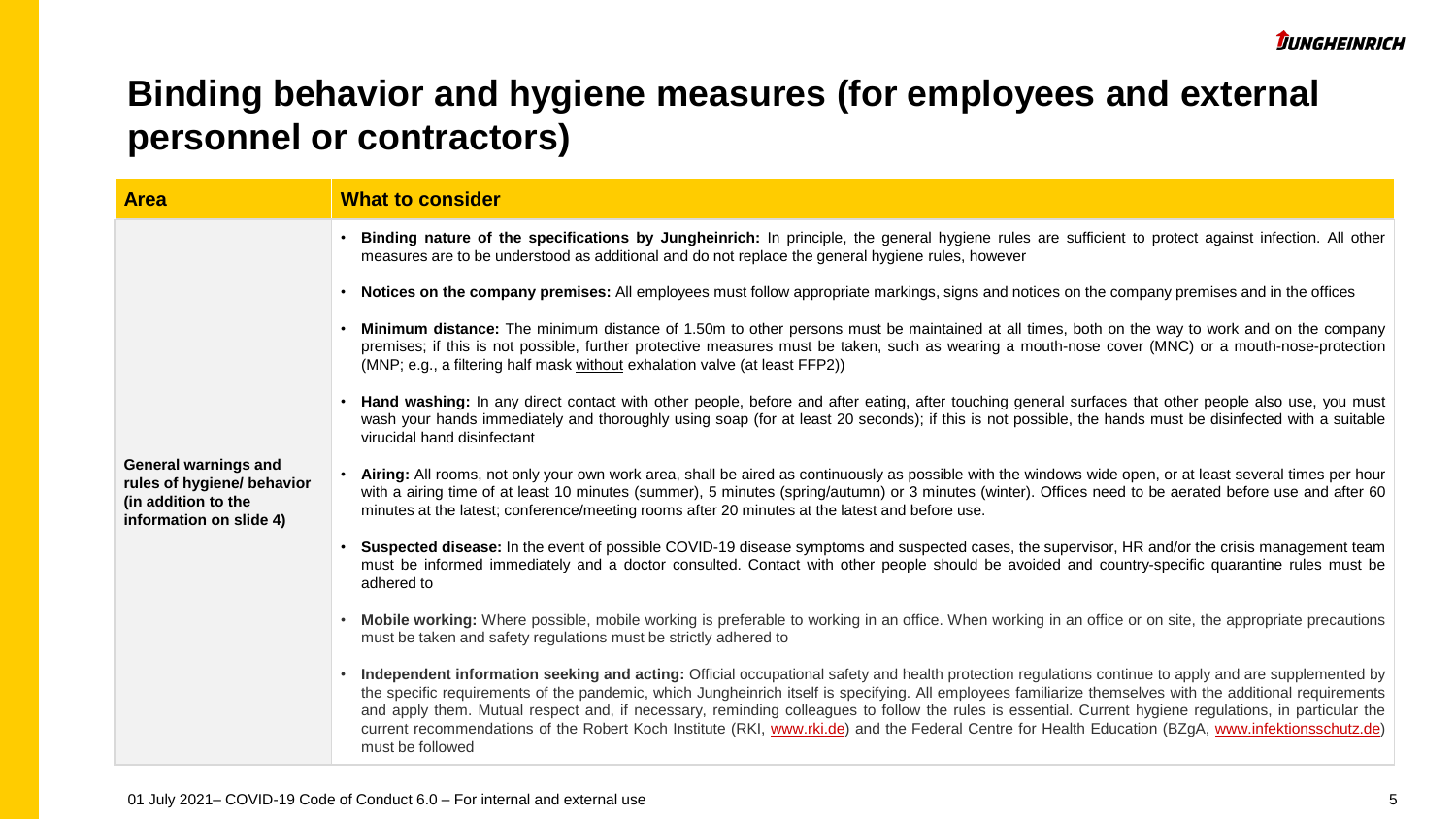# Binding behavior and hygiene measures (for employees and external personnel or contractors)

| Area | What to consider |
| --- | --- |
| General warnings and rules of hygiene/ behavior (in addition to the information on slide 4) | • **Binding nature of the specifications by Jungheinrich:** In principle, the general hygiene rules are sufficient to protect against infection. All other measures are to be understood as additional and do not replace the general hygiene rules, however<br>• **Notices on the company premises:** All employees must follow appropriate markings, signs and notices on the company premises and in the offices<br>• **Minimum distance:** The minimum distance of 1.50m to other persons must be maintained at all times, both on the way to work and on the company premises; if this is not possible, further protective measures must be taken, such as wearing a mouth-nose cover (MNC) or a mouth-nose-protection (MNP; e.g., a filtering half mask without exhalation valve (at least FFP2))<br>• **Hand washing:** In any direct contact with other people, before and after eating, after touching general surfaces that other people also use, you must wash your hands immediately and thoroughly using soap (for at least 20 seconds); if this is not possible, the hands must be disinfected with a suitable virucidal hand disinfectant<br>• **Airing:** All rooms, not only your own work area, shall be aired as continuously as possible with the windows wide open, or at least several times per hour with a airing time of at least 10 minutes (summer), 5 minutes (spring/autumn) or 3 minutes (winter). Offices need to be aerated before use and after 60 minutes at the latest; conference/meeting rooms after 20 minutes at the latest and before use.<br>• **Suspected disease:** In the event of possible COVID-19 disease symptoms and suspected cases, the supervisor, HR and/or the crisis management team must be informed immediately and a doctor consulted. Contact with other people should be avoided and country-specific quarantine rules must be adhered to<br>• **Mobile working:** Where possible, mobile working is preferable to working in an office. When working in an office or on site, the appropriate precautions must be taken and safety regulations must be strictly adhered to<br>• **Independent information seeking and acting:** Official occupational safety and health protection regulations continue to apply and are supplemented by the specific requirements of the pandemic, which Jungheinrich itself is specifying. All employees familiarize themselves with the additional requirements and apply them. Mutual respect and, if necessary, reminding colleagues to follow the rules is essential. Current hygiene regulations, in particular the current recommendations of the Robert Koch Institute (RKI, www.rki.de) and the Federal Centre for Health Education (BZgA, www.infektionsschutz.de) must be followed |

01 July 2021– COVID-19 Code of Conduct 6.0 – For internal and external use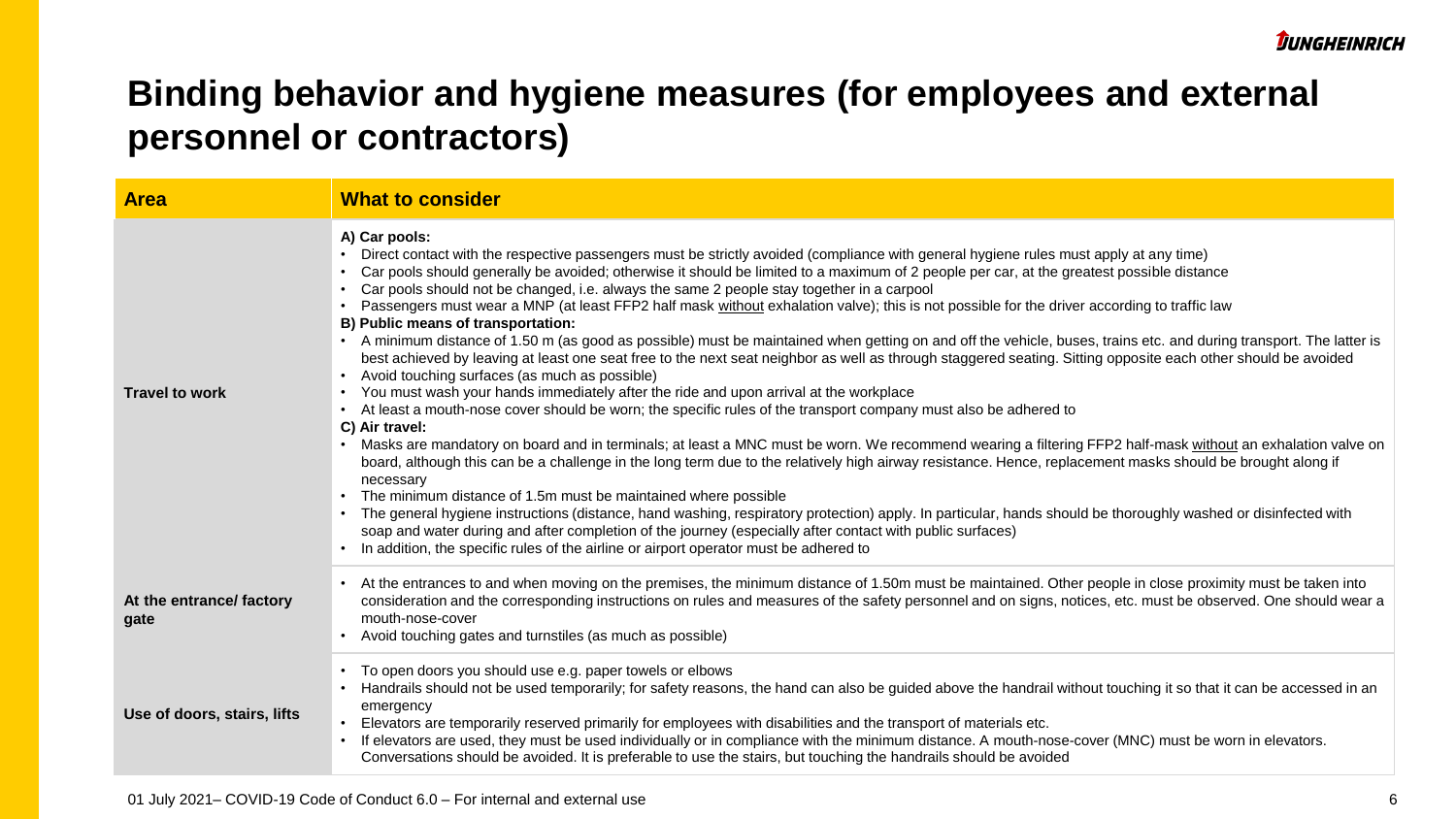# Binding behavior and hygiene measures (for employees and external personnel or contractors)

| Area | What to consider |
| --- | --- |
| Travel to work | **A) Car pools:**<br>• Direct contact with the respective passengers must be strictly avoided (compliance with general hygiene rules must apply at any time)<br>• Car pools should generally be avoided; otherwise it should be limited to a maximum of 2 people per car, at the greatest possible distance<br>• Car pools should not be changed, i.e. always the same 2 people stay together in a carpool<br>• Passengers must wear a MNP (at least FFP2 half mask <u>without</u> exhalation valve); this is not possible for the driver according to traffic law<br>**B) Public means of transportation:**<br>• A minimum distance of 1.50 m (as good as possible) must be maintained when getting on and off the vehicle, buses, trains etc. and during transport. The latter is best achieved by leaving at least one seat free to the next seat neighbor as well as through staggered seating. Sitting opposite each other should be avoided<br>• Avoid touching surfaces (as much as possible)<br>• You must wash your hands immediately after the ride and upon arrival at the workplace<br>• At least a mouth-nose cover should be worn; the specific rules of the transport company must also be adhered to<br>**C) Air travel:**<br>• Masks are mandatory on board and in terminals; at least a MNC must be worn. We recommend wearing a filtering FFP2 half-mask <u>without</u> an exhalation valve on board, although this can be a challenge in the long term due to the relatively high airway resistance. Hence, replacement masks should be brought along if necessary<br>• The minimum distance of 1.5m must be maintained where possible<br>• The general hygiene instructions (distance, hand washing, respiratory protection) apply. In particular, hands should be thoroughly washed or disinfected with soap and water during and after completion of the journey (especially after contact with public surfaces)<br>• In addition, the specific rules of the airline or airport operator must be adhered to |
| At the entrance/ factory gate | • At the entrances to and when moving on the premises, the minimum distance of 1.50m must be maintained. Other people in close proximity must be taken into consideration and the corresponding instructions on rules and measures of the safety personnel and on signs, notices, etc. must be observed. One should wear a mouth-nose-cover<br>• Avoid touching gates and turnstiles (as much as possible) |
| Use of doors, stairs, lifts | • To open doors you should use e.g. paper towels or elbows<br>• Handrails should not be used temporarily; for safety reasons, the hand can also be guided above the handrail without touching it so that it can be accessed in an emergency<br>• Elevators are temporarily reserved primarily for employees with disabilities and the transport of materials etc.<br>• If elevators are used, they must be used individually or in compliance with the minimum distance. A mouth-nose-cover (MNC) must be worn in elevators. Conversations should be avoided. It is preferable to use the stairs, but touching the handrails should be avoided |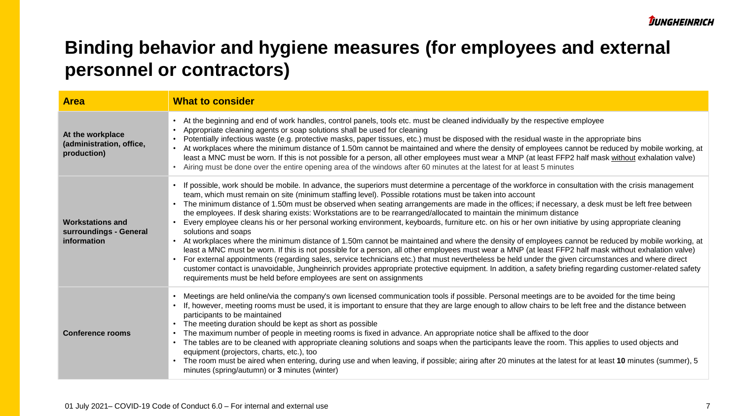# Binding behavior and hygiene measures (for employees and external personnel or contractors)

| Area | What to consider |
|---|---|
| **At the workplace (administration, office, production)** | • At the beginning and end of work handles, control panels, tools etc. must be cleaned individually by the respective employee<br>• Appropriate cleaning agents or soap solutions shall be used for cleaning<br>• Potentially infectious waste (e.g. protective masks, paper tissues, etc.) must be disposed with the residual waste in the appropriate bins<br>• At workplaces where the minimum distance of 1.50m cannot be maintained and where the density of employees cannot be reduced by mobile working, at least a MNC must be worn. If this is not possible for a person, all other employees must wear a MNP (at least FFP2 half mask <u>without</u> exhalation valve)<br>• Airing must be done over the entire opening area of the windows after 60 minutes at the latest for at least 5 minutes |
| **Workstations and surroundings - General information** | • If possible, work should be mobile. In advance, the superiors must determine a percentage of the workforce in consultation with the crisis management team, which must remain on site (minimum staffing level). Possible rotations must be taken into account<br>• The minimum distance of 1.50m must be observed when seating arrangements are made in the offices; if necessary, a desk must be left free between the employees. If desk sharing exists: Workstations are to be rearranged/allocated to maintain the minimum distance<br>• Every employee cleans his or her personal working environment, keyboards, furniture etc. on his or her own initiative by using appropriate cleaning solutions and soaps<br>• At workplaces where the minimum distance of 1.50m cannot be maintained and where the density of employees cannot be reduced by mobile working, at least a MNC must be worn. If this is not possible for a person, all other employees must wear a MNP (at least FFP2 half mask without exhalation valve)<br>• For external appointments (regarding sales, service technicians etc.) that must nevertheless be held under the given circumstances and where direct customer contact is unavoidable, Jungheinrich provides appropriate protective equipment. In addition, a safety briefing regarding customer-related safety requirements must be held before employees are sent on assignments |
| **Conference rooms** | • Meetings are held online/via the company's own licensed communication tools if possible. Personal meetings are to be avoided for the time being<br>• If, however, meeting rooms must be used, it is important to ensure that they are large enough to allow chairs to be left free and the distance between participants to be maintained<br>• The meeting duration should be kept as short as possible<br>• The maximum number of people in meeting rooms is fixed in advance. An appropriate notice shall be affixed to the door<br>• The tables are to be cleaned with appropriate cleaning solutions and soaps when the participants leave the room. This applies to used objects and equipment (projectors, charts, etc.), too<br>• The room must be aired when entering, during use and when leaving, if possible; airing after 20 minutes at the latest for at least **10** minutes (summer), 5 minutes (spring/autumn) or **3** minutes (winter) |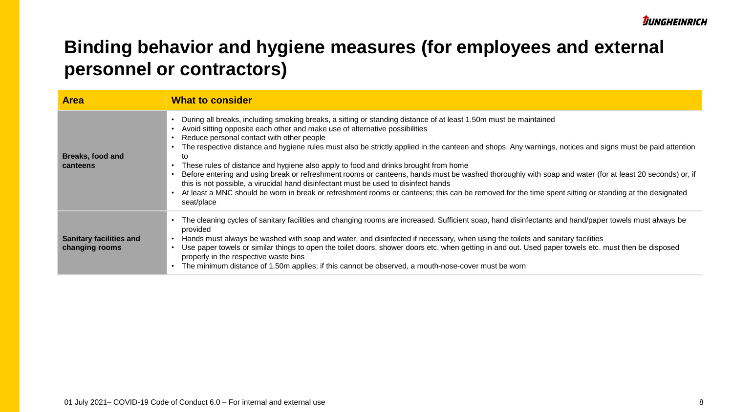# Binding behavior and hygiene measures (for employees and external personnel or contractors)

| Area | What to consider |
|---|---|
| **Breaks, food and canteens** | • During all breaks, including smoking breaks, a sitting or standing distance of at least 1.50m must be maintained<br>• Avoid sitting opposite each other and make use of alternative possibilities<br>• Reduce personal contact with other people<br>• The respective distance and hygiene rules must also be strictly applied in the canteen and shops. Any warnings, notices and signs must be paid attention to<br>• These rules of distance and hygiene also apply to food and drinks brought from home<br>• Before entering and using break or refreshment rooms or canteens, hands must be washed thoroughly with soap and water (for at least 20 seconds) or, if this is not possible, a virucidal hand disinfectant must be used to disinfect hands<br>• At least a MNC should be worn in break or refreshment rooms or canteens; this can be removed for the time spent sitting or standing at the designated seat/place |
| **Sanitary facilities and changing rooms** | • The cleaning cycles of sanitary facilities and changing rooms are increased. Sufficient soap, hand disinfectants and hand/paper towels must always be provided<br>• Hands must always be washed with soap and water, and disinfected if necessary, when using the toilets and sanitary facilities<br>• Use paper towels or similar things to open the toilet doors, shower doors etc. when getting in and out. Used paper towels etc. must then be disposed properly in the respective waste bins<br>• The minimum distance of 1.50m applies; if this cannot be observed, a mouth-nose-cover must be worn |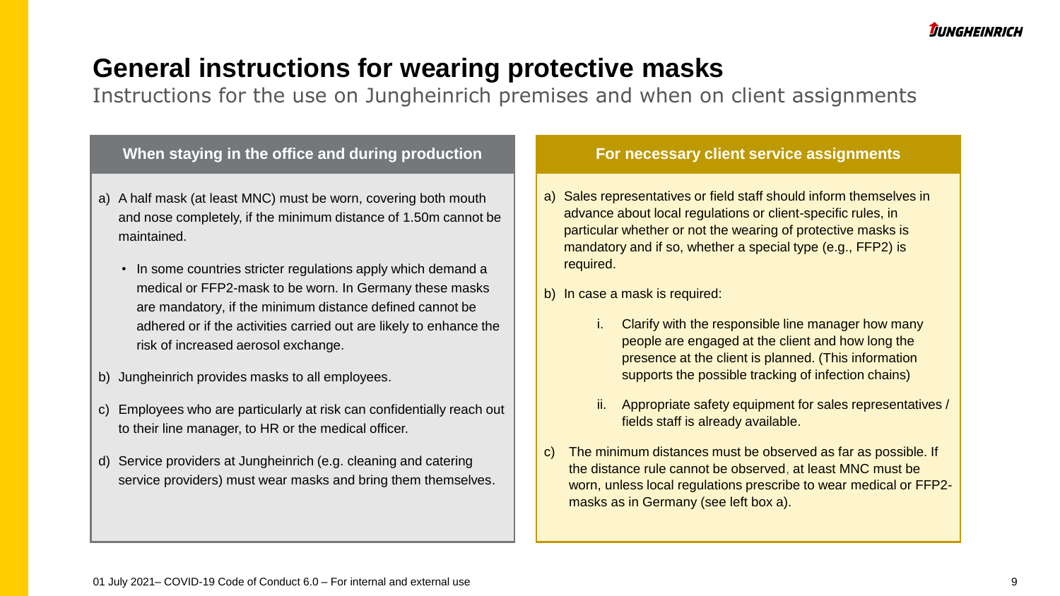# General instructions for wearing protective masks

Instructions for the use on Jungheinrich premises and when on client assignments

## When staying in the office and during production

a) A half mask (at least MNC) must be worn, covering both mouth and nose completely, if the minimum distance of 1.50m cannot be maintained.

- In some countries stricter regulations apply which demand a medical or FFP2-mask to be worn. In Germany these masks are mandatory, if the minimum distance defined cannot be adhered or if the activities carried out are likely to enhance the risk of increased aerosol exchange.

b) Jungheinrich provides masks to all employees.

c) Employees who are particularly at risk can confidentially reach out to their line manager, to HR or the medical officer.

d) Service providers at Jungheinrich (e.g. cleaning and catering service providers) must wear masks and bring them themselves.

## For necessary client service assignments

a) Sales representatives or field staff should inform themselves in advance about local regulations or client-specific rules, in particular whether or not the wearing of protective masks is mandatory and if so, whether a special type (e.g., FFP2) is required.

b) In case a mask is required:

   i. Clarify with the responsible line manager how many people are engaged at the client and how long the presence at the client is planned. (This information supports the possible tracking of infection chains)

   ii. Appropriate safety equipment for sales representatives / fields staff is already available.

c) The minimum distances must be observed as far as possible. If the distance rule cannot be observed, at least MNC must be worn, unless local regulations prescribe to wear medical or FFP2-masks as in Germany (see left box a).

01 July 2021– COVID-19 Code of Conduct 6.0 – For internal and external use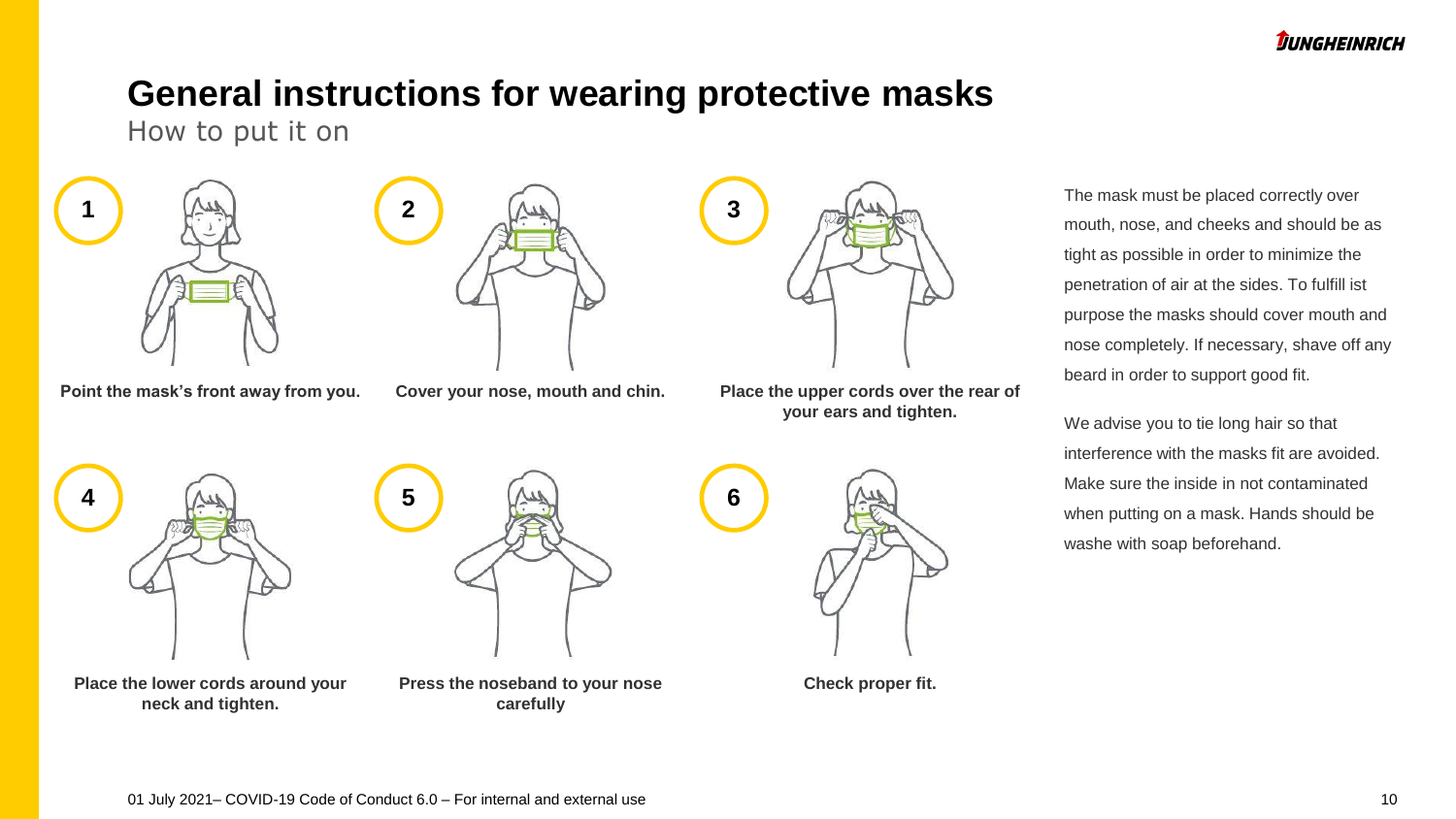# General instructions for wearing protective masks

How to put it on

1. **Point the mask's front away from you.**
2. **Cover your nose, mouth and chin.**
3. **Place the upper cords over the rear of your ears and tighten.**
4. **Place the lower cords around your neck and tighten.**
5. **Press the noseband to your nose carefully**
6. **Check proper fit.**

The mask must be placed correctly over mouth, nose, and cheeks and should be as tight as possible in order to minimize the penetration of air at the sides. To fulfill ist purpose the masks should cover mouth and nose completely. If necessary, shave off any beard in order to support good fit.

We advise you to tie long hair so that interference with the masks fit are avoided. Make sure the inside in not contaminated when putting on a mask. Hands should be washe with soap beforehand.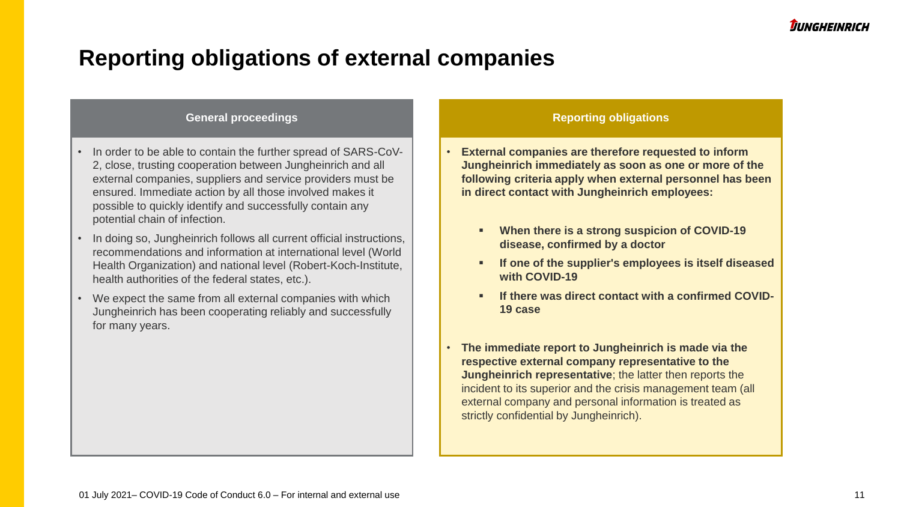# Reporting obligations of external companies

### General proceedings

- In order to be able to contain the further spread of SARS-CoV-2, close, trusting cooperation between Jungheinrich and all external companies, suppliers and service providers must be ensured. Immediate action by all those involved makes it possible to quickly identify and successfully contain any potential chain of infection.
- In doing so, Jungheinrich follows all current official instructions, recommendations and information at international level (World Health Organization) and national level (Robert-Koch-Institute, health authorities of the federal states, etc.).
- We expect the same from all external companies with which Jungheinrich has been cooperating reliably and successfully for many years.

### Reporting obligations

- **External companies are therefore requested to inform Jungheinrich immediately as soon as one or more of the following criteria apply when external personnel has been in direct contact with Jungheinrich employees:**
  - **When there is a strong suspicion of COVID-19 disease, confirmed by a doctor**
  - **If one of the supplier's employees is itself diseased with COVID-19**
  - **If there was direct contact with a confirmed COVID-19 case**
- **The immediate report to Jungheinrich is made via the respective external company representative to the Jungheinrich representative**; the latter then reports the incident to its superior and the crisis management team (all external company and personal information is treated as strictly confidential by Jungheinrich).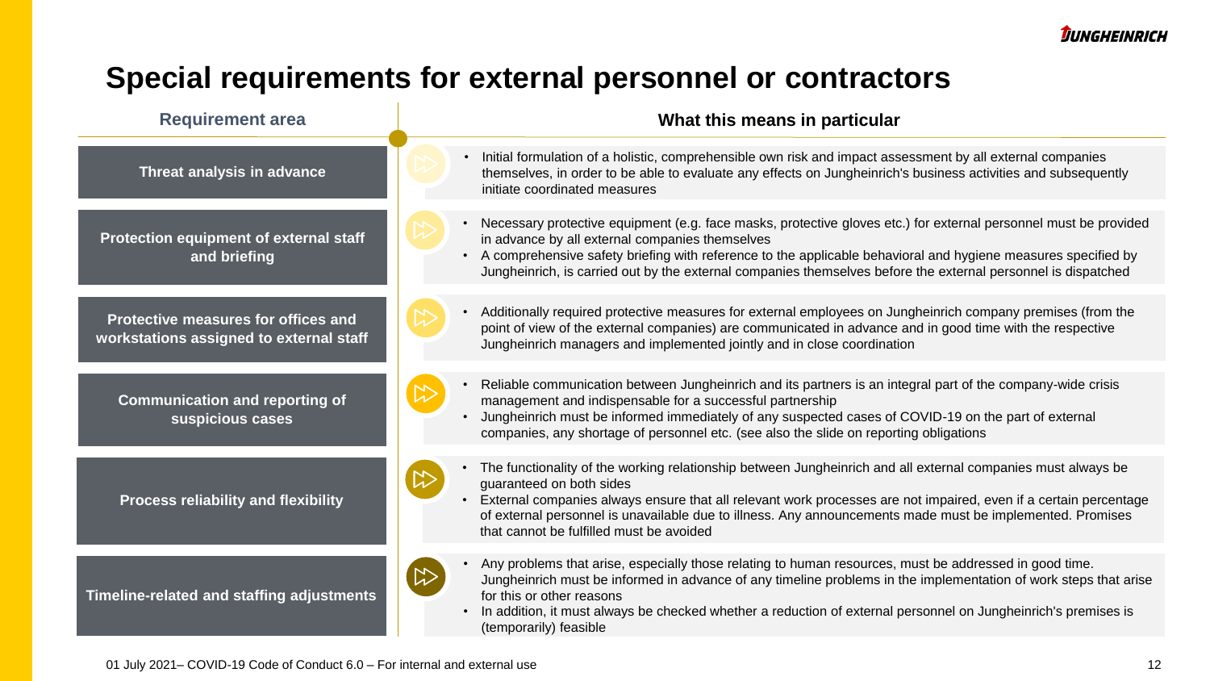# Special requirements for external personnel or contractors

| Requirement area | What this means in particular |
|---|---|
| **Threat analysis in advance** | • Initial formulation of a holistic, comprehensible own risk and impact assessment by all external companies themselves, in order to be able to evaluate any effects on Jungheinrich's business activities and subsequently initiate coordinated measures |
| **Protection equipment of external staff and briefing** | • Necessary protective equipment (e.g. face masks, protective gloves etc.) for external personnel must be provided in advance by all external companies themselves<br>• A comprehensive safety briefing with reference to the applicable behavioral and hygiene measures specified by Jungheinrich, is carried out by the external companies themselves before the external personnel is dispatched |
| **Protective measures for offices and workstations assigned to external staff** | • Additionally required protective measures for external employees on Jungheinrich company premises (from the point of view of the external companies) are communicated in advance and in good time with the respective Jungheinrich managers and implemented jointly and in close coordination |
| **Communication and reporting of suspicious cases** | • Reliable communication between Jungheinrich and its partners is an integral part of the company-wide crisis management and indispensable for a successful partnership<br>• Jungheinrich must be informed immediately of any suspected cases of COVID-19 on the part of external companies, any shortage of personnel etc. (see also the slide on reporting obligations |
| **Process reliability and flexibility** | • The functionality of the working relationship between Jungheinrich and all external companies must always be guaranteed on both sides<br>• External companies always ensure that all relevant work processes are not impaired, even if a certain percentage of external personnel is unavailable due to illness. Any announcements made must be implemented. Promises that cannot be fulfilled must be avoided |
| **Timeline-related and staffing adjustments** | • Any problems that arise, especially those relating to human resources, must be addressed in good time. Jungheinrich must be informed in advance of any timeline problems in the implementation of work steps that arise for this or other reasons<br>• In addition, it must always be checked whether a reduction of external personnel on Jungheinrich's premises is (temporarily) feasible |